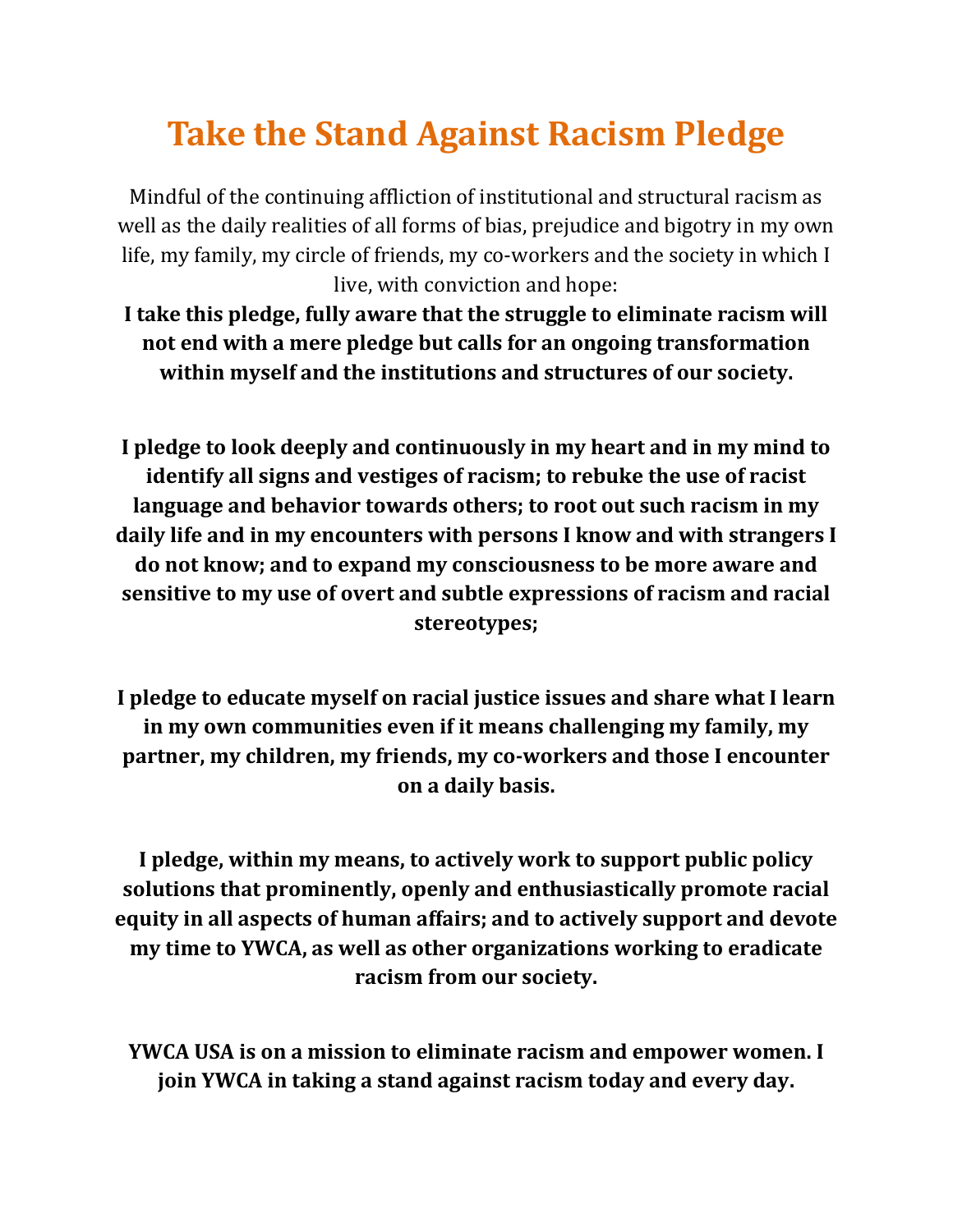# Take the Stand Against Racism Pledge

Mindful of the continuing affliction of institutional and structural racism as well as the daily realities of all forms of bias, prejudice and bigotry in my own life, my family, my circle of friends, my co-workers and the society in which I live, with conviction and hope:

**I take this pledge, fully aware that the struggle to eliminate racism will not end with a mere pledge but calls for an ongoing transformation within myself and the institutions and structures of our society.**

**I pledge to look deeply and continuously in my heart and in my mind to identify all signs and vestiges of racism; to rebuke the use of racist language and behavior towards others; to root out such racism in my daily life and in my encounters with persons I know and with strangers I do not know; and to expand my consciousness to be more aware and sensitive to my use of overt and subtle expressions of racism and racial stereotypes;**

**I pledge to educate myself on racial justice issues and share what I learn in my own communities even if it means challenging my family, my partner, my children, my friends, my co-workers and those I encounter on a daily basis.**

**I pledge, within my means, to actively work to support public policy solutions that prominently, openly and enthusiastically promote racial equity in all aspects of human affairs; and to actively support and devote my time to YWCA, as well as other organizations working to eradicate racism from our society.**

**YWCA USA is on a mission to eliminate racism and empower women. I join YWCA in taking a stand against racism today and every day.**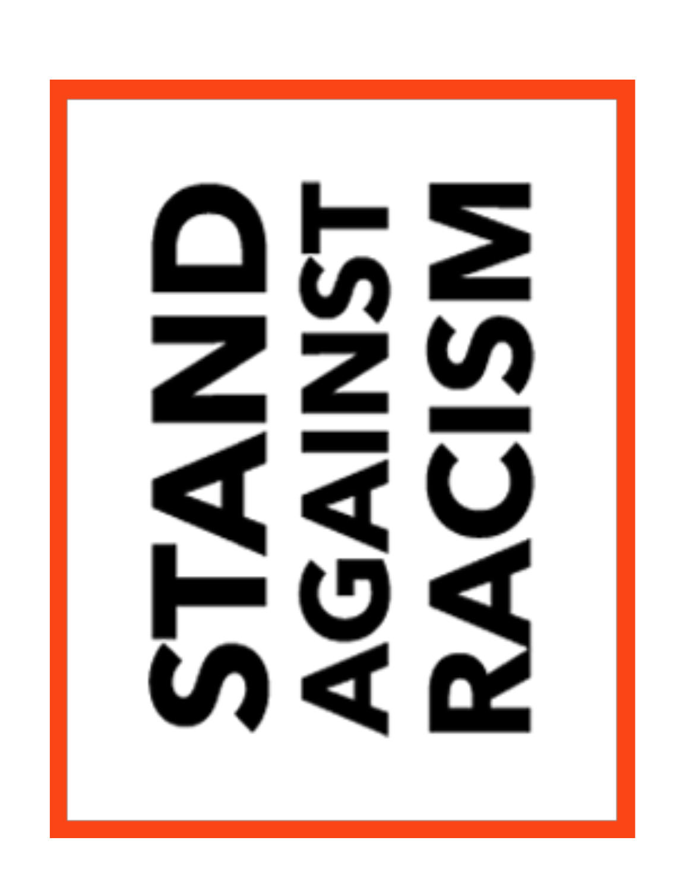# STAND AGAINST RACISM